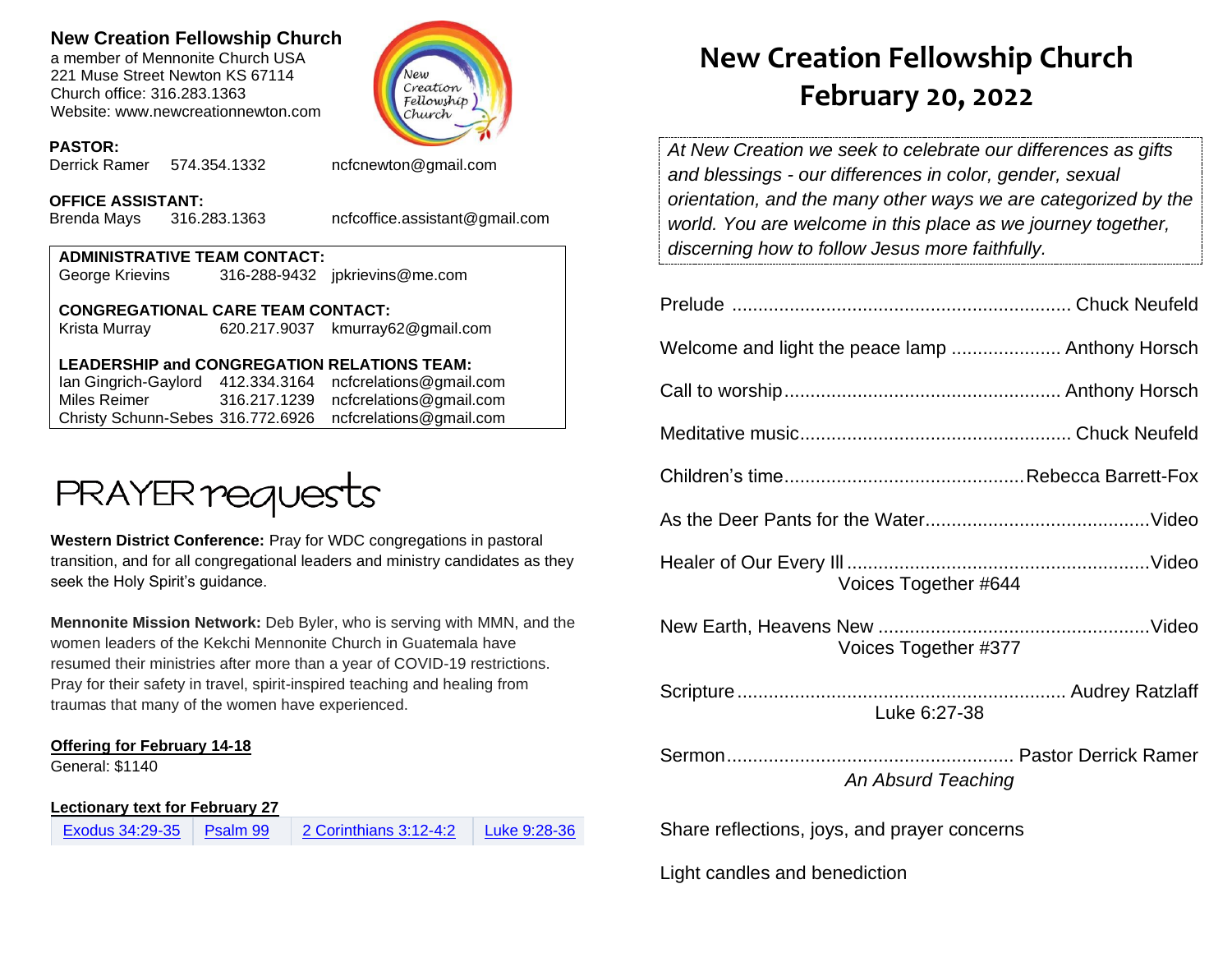## New Creation Fellowship Church

a member of Mennonite Church USA
221 Muse Street Newton KS 67114
Church office: 316.283.1363
Website: www.newcreationnewton.com

**PASTOR:**
Derrick Ramer 574.354.1332 ncfcnewton@gmail.com

**OFFICE ASSISTANT:**
Brenda Mays 316.283.1363 ncfcoffice.assistant@gmail.com

**ADMINISTRATIVE TEAM CONTACT:**
George Krievins 316-288-9432 jpkrievins@me.com

**CONGREGATIONAL CARE TEAM CONTACT:**
Krista Murray 620.217.9037 kmurray62@gmail.com

**LEADERSHIP and CONGREGATION RELATIONS TEAM:**
Ian Gingrich-Gaylord 412.334.3164 ncfcrelations@gmail.com
Miles Reimer 316.217.1239 ncfcrelations@gmail.com
Christy Schunn-Sebes 316.772.6926 ncfcrelations@gmail.com

# PRAYER requests

**Western District Conference:** Pray for WDC congregations in pastoral transition, and for all congregational leaders and ministry candidates as they seek the Holy Spirit's guidance.

**Mennonite Mission Network:** Deb Byler, who is serving with MMN, and the women leaders of the Kekchi Mennonite Church in Guatemala have resumed their ministries after more than a year of COVID-19 restrictions. Pray for their safety in travel, spirit-inspired teaching and healing from traumas that many of the women have experienced.

**Offering for February 14-18**
General: $1140

**Lectionary text for February 27**

| Exodus 34:29-35 | Psalm 99 | 2 Corinthians 3:12-4:2 | Luke 9:28-36 |
|---|---|---|---|

# New Creation Fellowship Church
# February 20, 2022

*At New Creation we seek to celebrate our differences as gifts and blessings - our differences in color, gender, sexual orientation, and the many other ways we are categorized by the world. You are welcome in this place as we journey together, discerning how to follow Jesus more faithfully.*

Prelude ............................................................... Chuck Neufeld

Welcome and light the peace lamp ..................... Anthony Horsch

Call to worship.................................................... Anthony Horsch

Meditative music................................................... Chuck Neufeld

Children's time.............................................Rebecca Barrett-Fox

As the Deer Pants for the Water...........................................Video

Healer of Our Every Ill ..........................................................Video
Voices Together #644

New Earth, Heavens New ....................................................Video
Voices Together #377

Scripture .............................................................. Audrey Ratzlaff
Luke 6:27-38

Sermon...................................................... Pastor Derrick Ramer
*An Absurd Teaching*

Share reflections, joys, and prayer concerns

Light candles and benediction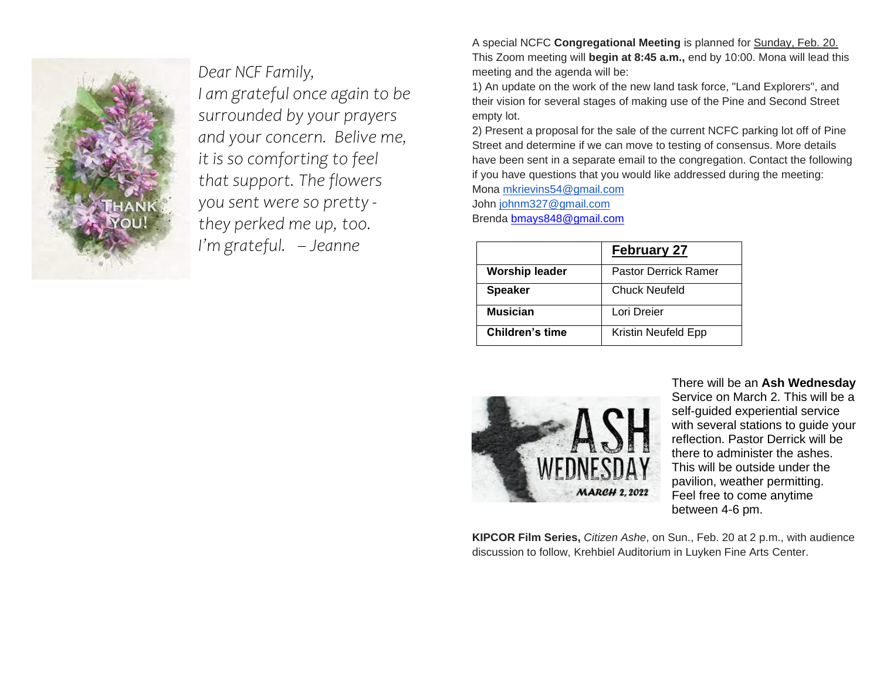*Dear NCF Family,*
*I am grateful once again to be surrounded by your prayers and your concern. Belive me, it is so comforting to feel that support. The flowers you sent were so pretty - they perked me up, too. I'm grateful. – Jeanne*

A special NCFC **Congregational Meeting** is planned for Sunday, Feb. 20. This Zoom meeting will **begin at 8:45 a.m.,** end by 10:00. Mona will lead this meeting and the agenda will be:

1) An update on the work of the new land task force, "Land Explorers", and their vision for several stages of making use of the Pine and Second Street empty lot.

2) Present a proposal for the sale of the current NCFC parking lot off of Pine Street and determine if we can move to testing of consensus. More details have been sent in a separate email to the congregation. Contact the following if you have questions that you would like addressed during the meeting:

Mona mkrievins54@gmail.com
John johnm327@gmail.com
Brenda bmays848@gmail.com

| | **February 27** |
|---|---|
| **Worship leader** | Pastor Derrick Ramer |
| **Speaker** | Chuck Neufeld |
| **Musician** | Lori Dreier |
| **Children's time** | Kristin Neufeld Epp |

There will be an **Ash Wednesday** Service on March 2. This will be a self-guided experiential service with several stations to guide your reflection. Pastor Derrick will be there to administer the ashes. This will be outside under the pavilion, weather permitting. Feel free to come anytime between 4-6 pm.

**KIPCOR Film Series,** *Citizen Ashe*, on Sun., Feb. 20 at 2 p.m., with audience discussion to follow, Krehbiel Auditorium in Luyken Fine Arts Center.